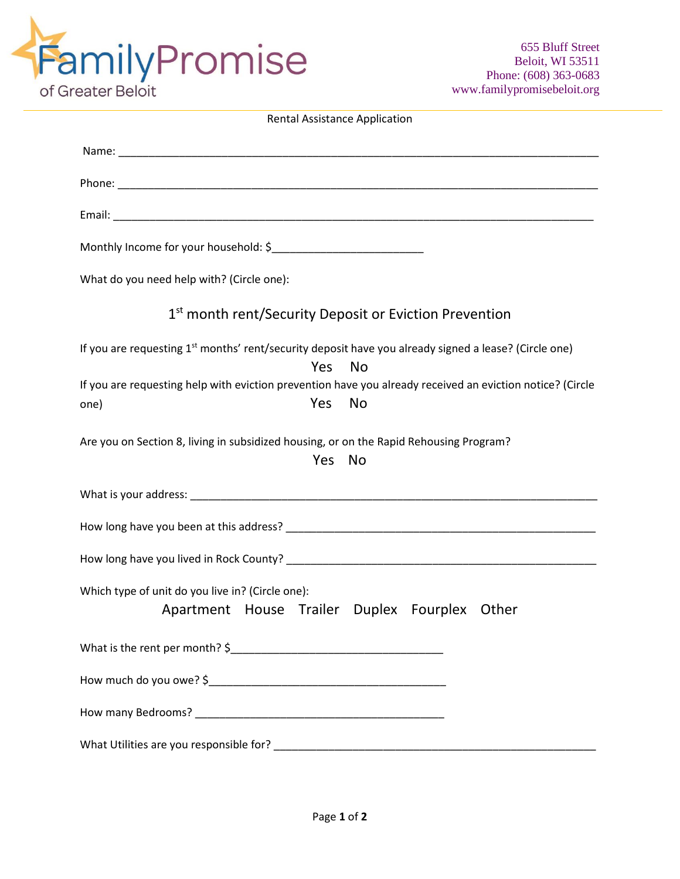# Family Promise of Greater Beloit

655 Bluff Street
Beloit, WI 53511
Phone: (608) 363-0683
www.familypromisebeloit.org

## Rental Assistance Application

Name: ________________________________________________________________________________

Phone: ________________________________________________________________________________

Email: ________________________________________________________________________________

Monthly Income for your household: $________________________

What do you need help with? (Circle one):

1st month rent/Security Deposit or Eviction Prevention

If you are requesting 1st months' rent/security deposit have you already signed a lease? (Circle one)

Yes No

If you are requesting help with eviction prevention have you already received an eviction notice? (Circle one)

Yes No

Are you on Section 8, living in subsidized housing, or on the Rapid Rehousing Program?

Yes No

What is your address: ____________________________________________________________________

How long have you been at this address? ____________________________________________________

How long have you lived in Rock County? ____________________________________________________

Which type of unit do you live in? (Circle one):

Apartment House Trailer Duplex Fourplex Other

What is the rent per month? $__________________________________

How much do you owe? $______________________________________

How many Bedrooms? ________________________________________

What Utilities are you responsible for? _____________________________________________________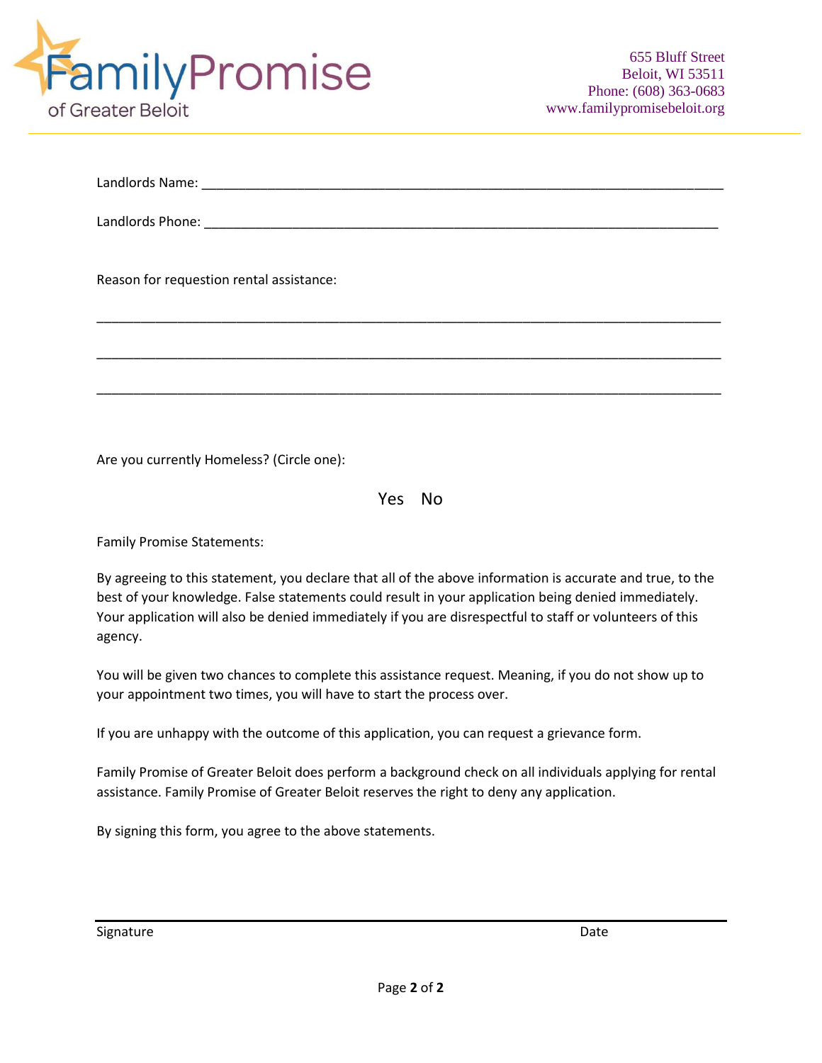Family Promise of Greater Beloit

655 Bluff Street
Beloit, WI 53511
Phone: (608) 363-0683
www.familypromisebeloit.org

Landlords Name: ___________________________________________________________________________

Landlords Phone: __________________________________________________________________________

Reason for requestion rental assistance:

___________________________________________________________________________________________

___________________________________________________________________________________________

___________________________________________________________________________________________

Are you currently Homeless? (Circle one):

Yes No

Family Promise Statements:

By agreeing to this statement, you declare that all of the above information is accurate and true, to the best of your knowledge. False statements could result in your application being denied immediately. Your application will also be denied immediately if you are disrespectful to staff or volunteers of this agency.

You will be given two chances to complete this assistance request. Meaning, if you do not show up to your appointment two times, you will have to start the process over.

If you are unhappy with the outcome of this application, you can request a grievance form.

Family Promise of Greater Beloit does perform a background check on all individuals applying for rental assistance. Family Promise of Greater Beloit reserves the right to deny any application.

By signing this form, you agree to the above statements.

___________________________________________________________________________________________

Signature Date